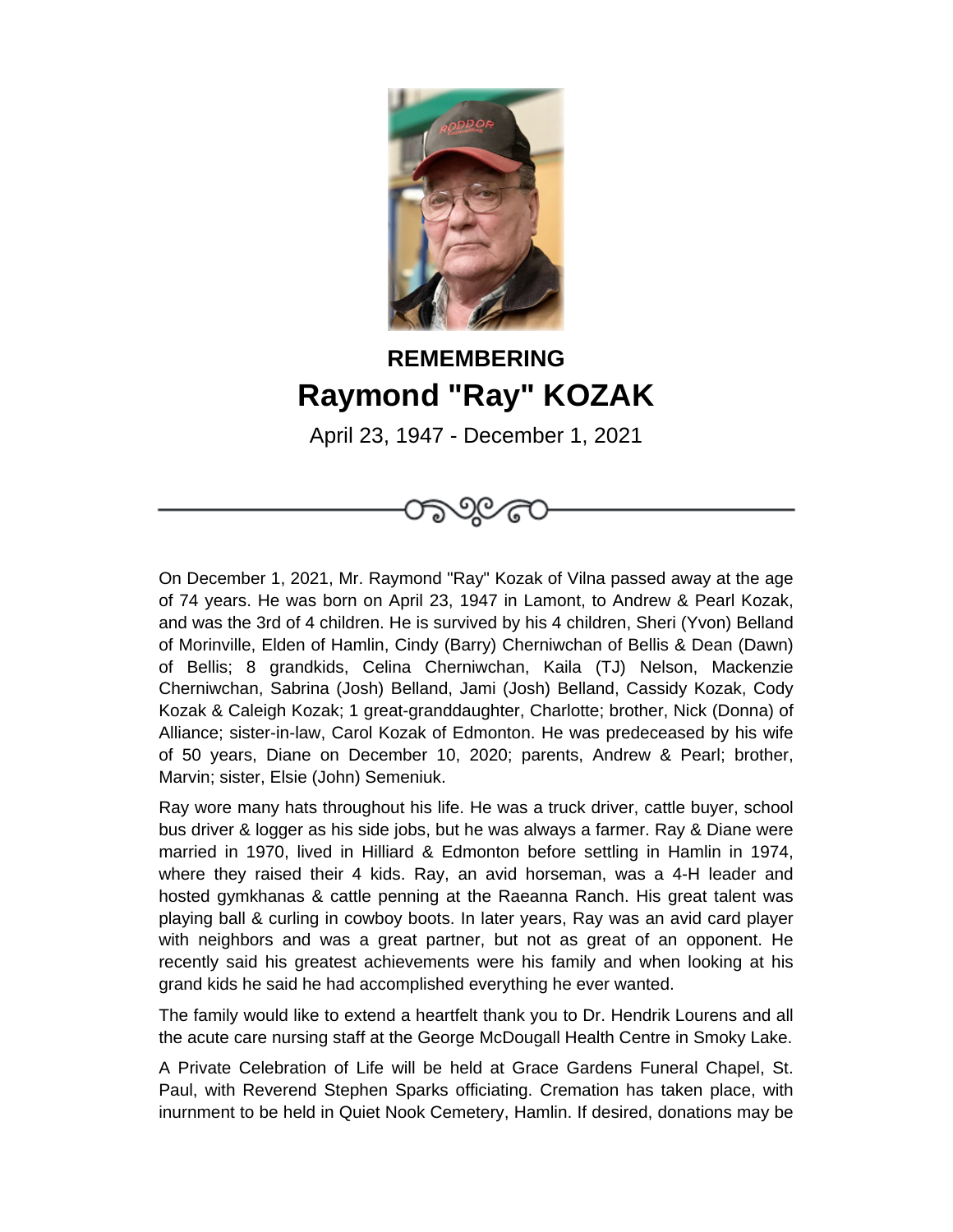**REMEMBERING**

# Raymond "Ray" KOZAK

April 23, 1947 - December 1, 2021

On December 1, 2021, Mr. Raymond "Ray" Kozak of Vilna passed away at the age of 74 years. He was born on April 23, 1947 in Lamont, to Andrew & Pearl Kozak, and was the 3rd of 4 children. He is survived by his 4 children, Sheri (Yvon) Belland of Morinville, Elden of Hamlin, Cindy (Barry) Cherniwchan of Bellis & Dean (Dawn) of Bellis; 8 grandkids, Celina Cherniwchan, Kaila (TJ) Nelson, Mackenzie Cherniwchan, Sabrina (Josh) Belland, Jami (Josh) Belland, Cassidy Kozak, Cody Kozak & Caleigh Kozak; 1 great-granddaughter, Charlotte; brother, Nick (Donna) of Alliance; sister-in-law, Carol Kozak of Edmonton. He was predeceased by his wife of 50 years, Diane on December 10, 2020; parents, Andrew & Pearl; brother, Marvin; sister, Elsie (John) Semeniuk.

Ray wore many hats throughout his life. He was a truck driver, cattle buyer, school bus driver & logger as his side jobs, but he was always a farmer. Ray & Diane were married in 1970, lived in Hilliard & Edmonton before settling in Hamlin in 1974, where they raised their 4 kids. Ray, an avid horseman, was a 4-H leader and hosted gymkhanas & cattle penning at the Raeanna Ranch. His great talent was playing ball & curling in cowboy boots. In later years, Ray was an avid card player with neighbors and was a great partner, but not as great of an opponent. He recently said his greatest achievements were his family and when looking at his grand kids he said he had accomplished everything he ever wanted.

The family would like to extend a heartfelt thank you to Dr. Hendrik Lourens and all the acute care nursing staff at the George McDougall Health Centre in Smoky Lake.

A Private Celebration of Life will be held at Grace Gardens Funeral Chapel, St. Paul, with Reverend Stephen Sparks officiating. Cremation has taken place, with inurnment to be held in Quiet Nook Cemetery, Hamlin. If desired, donations may be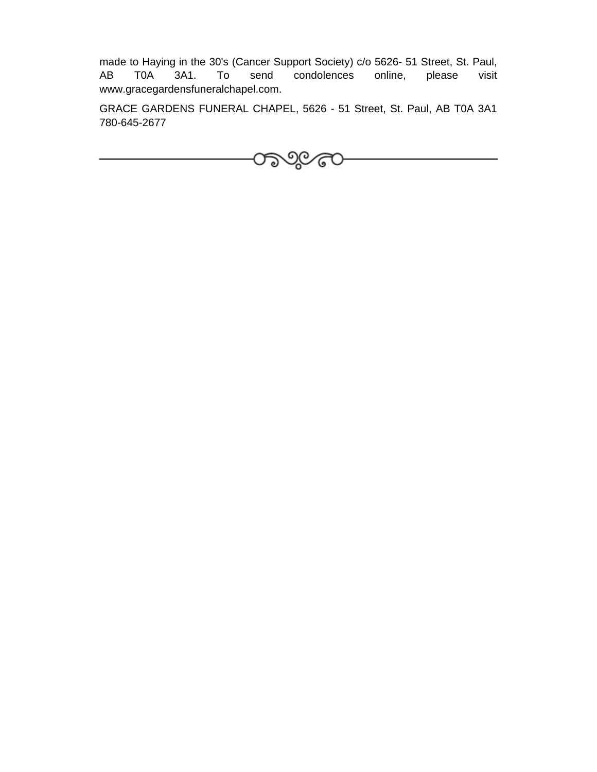made to Haying in the 30's (Cancer Support Society) c/o 5626- 51 Street, St. Paul, AB T0A 3A1. To send condolences online, please visit www.gracegardensfuneralchapel.com.

GRACE GARDENS FUNERAL CHAPEL, 5626 - 51 Street, St. Paul, AB T0A 3A1 780-645-2677